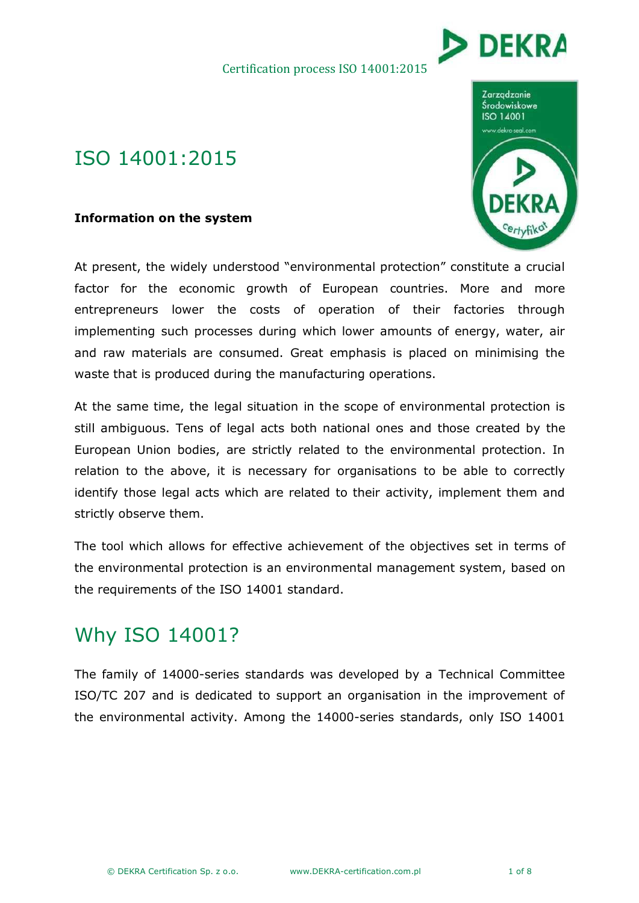# ISO 14001:2015

**Information on the system**

At present, the widely understood "environmental protection" constitute a crucial factor for the economic growth of European countries. More and more entrepreneurs lower the costs of operation of their factories through implementing such processes during which lower amounts of energy, water, air and raw materials are consumed. Great emphasis is placed on minimising the waste that is produced during the manufacturing operations.

At the same time, the legal situation in the scope of environmental protection is still ambiguous. Tens of legal acts both national ones and those created by the European Union bodies, are strictly related to the environmental protection. In relation to the above, it is necessary for organisations to be able to correctly identify those legal acts which are related to their activity, implement them and strictly observe them.

The tool which allows for effective achievement of the objectives set in terms of the environmental protection is an environmental management system, based on the requirements of the ISO 14001 standard.

# Why ISO 14001?

The family of 14000-series standards was developed by a Technical Committee ISO/TC 207 and is dedicated to support an organisation in the improvement of the environmental activity. Among the 14000-series standards, only ISO 14001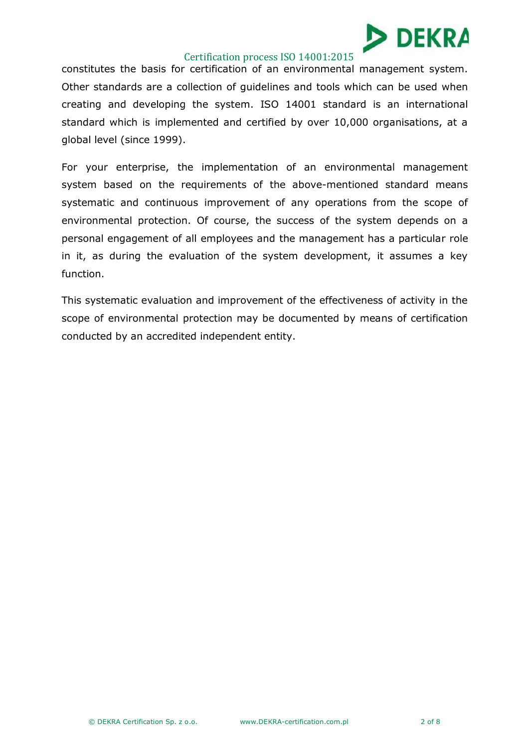constitutes the basis for certification of an environmental management system. Other standards are a collection of guidelines and tools which can be used when creating and developing the system. ISO 14001 standard is an international standard which is implemented and certified by over 10,000 organisations, at a global level (since 1999).

For your enterprise, the implementation of an environmental management system based on the requirements of the above-mentioned standard means systematic and continuous improvement of any operations from the scope of environmental protection. Of course, the success of the system depends on a personal engagement of all employees and the management has a particular role in it, as during the evaluation of the system development, it assumes a key function.

This systematic evaluation and improvement of the effectiveness of activity in the scope of environmental protection may be documented by means of certification conducted by an accredited independent entity.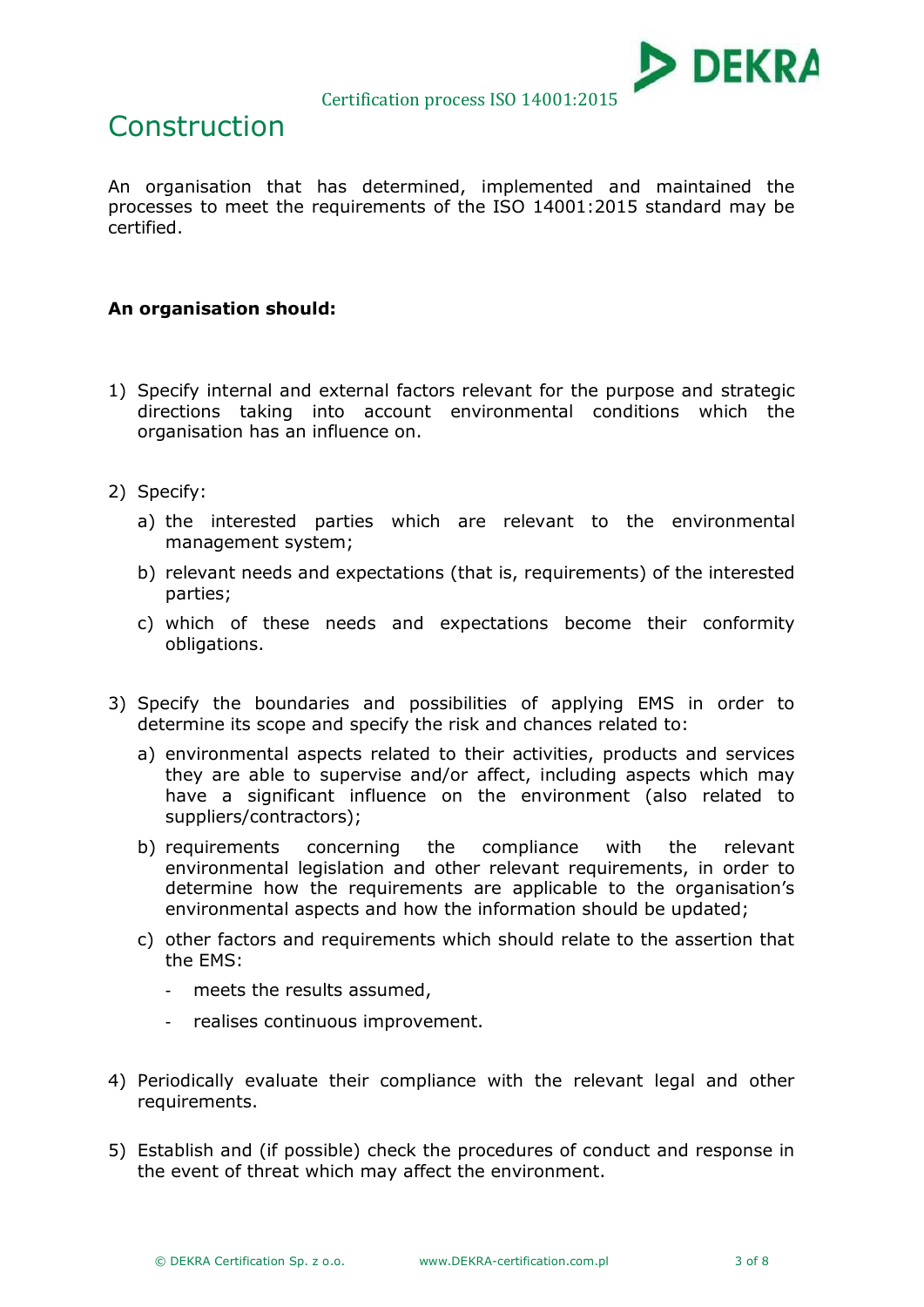# Construction

An organisation that has determined, implemented and maintained the processes to meet the requirements of the ISO 14001:2015 standard may be certified.

**An organisation should:**

1) Specify internal and external factors relevant for the purpose and strategic directions taking into account environmental conditions which the organisation has an influence on.

2) Specify:
   a) the interested parties which are relevant to the environmental management system;
   b) relevant needs and expectations (that is, requirements) of the interested parties;
   c) which of these needs and expectations become their conformity obligations.

3) Specify the boundaries and possibilities of applying EMS in order to determine its scope and specify the risk and chances related to:
   a) environmental aspects related to their activities, products and services they are able to supervise and/or affect, including aspects which may have a significant influence on the environment (also related to suppliers/contractors);
   b) requirements concerning the compliance with the relevant environmental legislation and other relevant requirements, in order to determine how the requirements are applicable to the organisation's environmental aspects and how the information should be updated;
   c) other factors and requirements which should relate to the assertion that the EMS:
      - meets the results assumed,
      - realises continuous improvement.

4) Periodically evaluate their compliance with the relevant legal and other requirements.

5) Establish and (if possible) check the procedures of conduct and response in the event of threat which may affect the environment.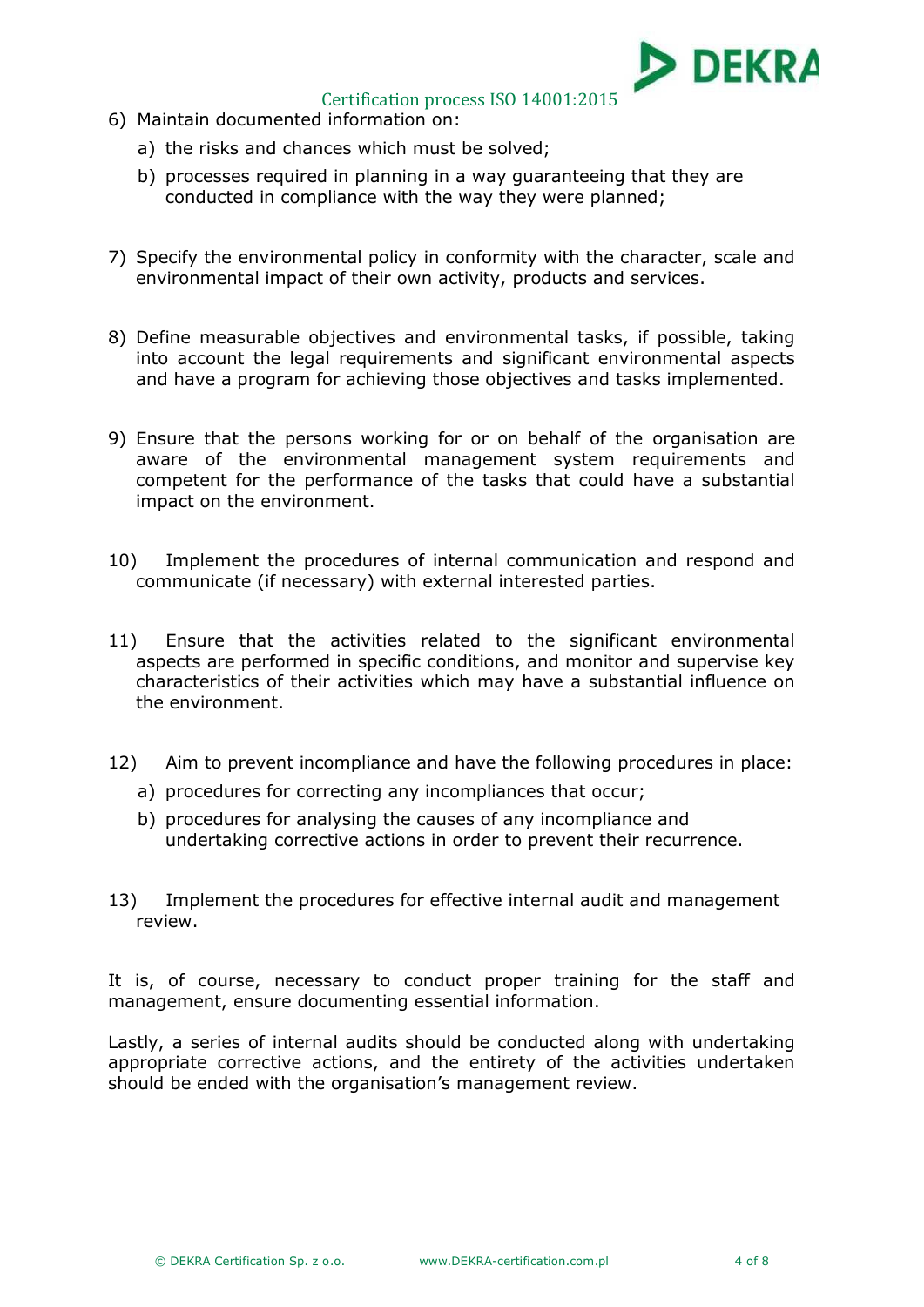6) Maintain documented information on:
   a) the risks and chances which must be solved;
   b) processes required in planning in a way guaranteeing that they are conducted in compliance with the way they were planned;

7) Specify the environmental policy in conformity with the character, scale and environmental impact of their own activity, products and services.

8) Define measurable objectives and environmental tasks, if possible, taking into account the legal requirements and significant environmental aspects and have a program for achieving those objectives and tasks implemented.

9) Ensure that the persons working for or on behalf of the organisation are aware of the environmental management system requirements and competent for the performance of the tasks that could have a substantial impact on the environment.

10) Implement the procedures of internal communication and respond and communicate (if necessary) with external interested parties.

11) Ensure that the activities related to the significant environmental aspects are performed in specific conditions, and monitor and supervise key characteristics of their activities which may have a substantial influence on the environment.

12) Aim to prevent incompliance and have the following procedures in place:
    a) procedures for correcting any incompliances that occur;
    b) procedures for analysing the causes of any incompliance and undertaking corrective actions in order to prevent their recurrence.

13) Implement the procedures for effective internal audit and management review.

It is, of course, necessary to conduct proper training for the staff and management, ensure documenting essential information.

Lastly, a series of internal audits should be conducted along with undertaking appropriate corrective actions, and the entirety of the activities undertaken should be ended with the organisation's management review.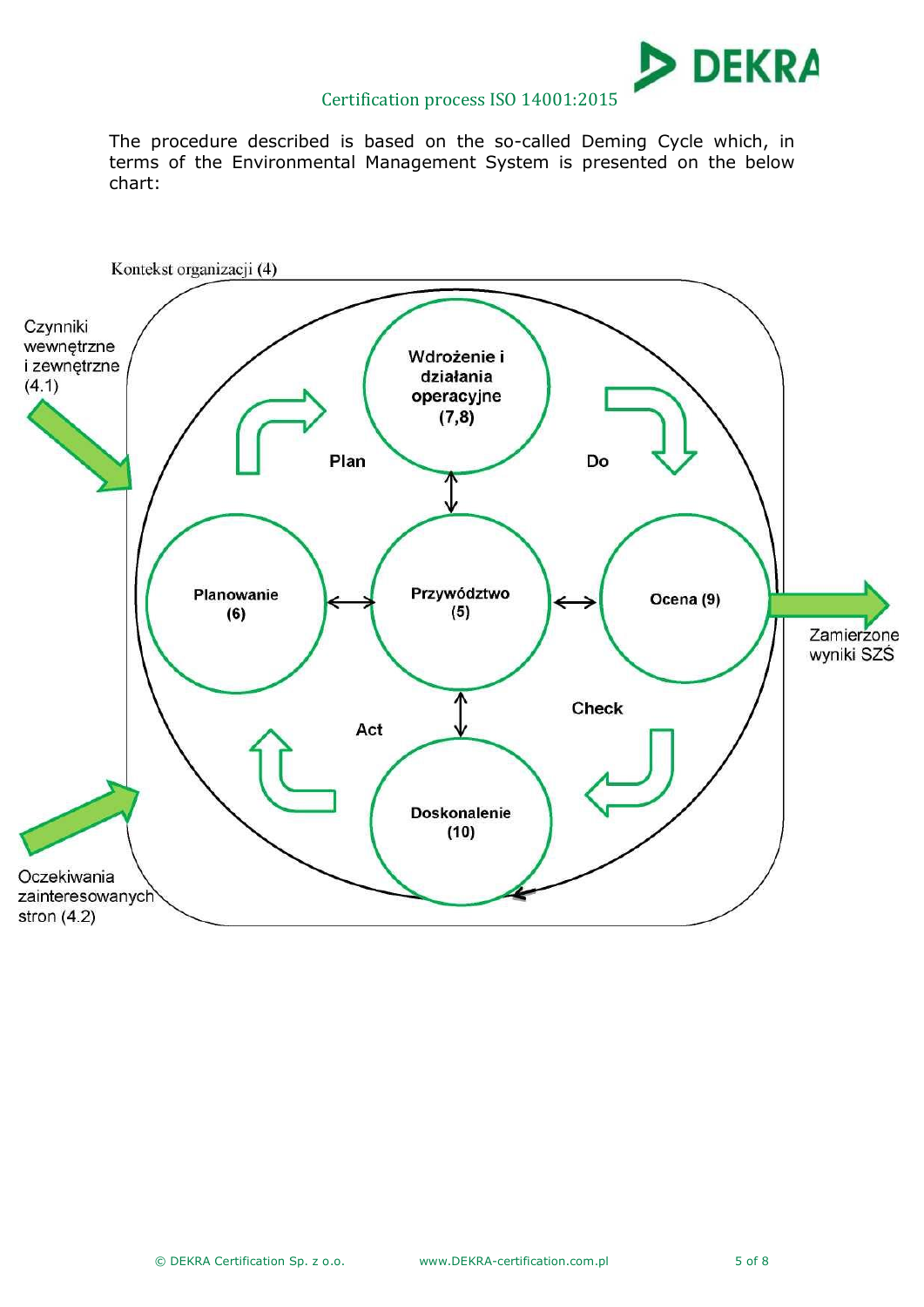The procedure described is based on the so-called Deming Cycle which, in terms of the Environmental Management System is presented on the below chart:

Kontekst organizacji (4)

Czynniki wewnętrzne i zewnętrzne (4.1)

Wdrożenie i działania operacyjne (7,8)

Plan

Do

Planowanie (6)

Przywództwo (5)

Ocena (9)

Zamierzone wyniki SZŚ

Act

Check

Doskonalenie (10)

Oczekiwania zainteresowanych stron (4.2)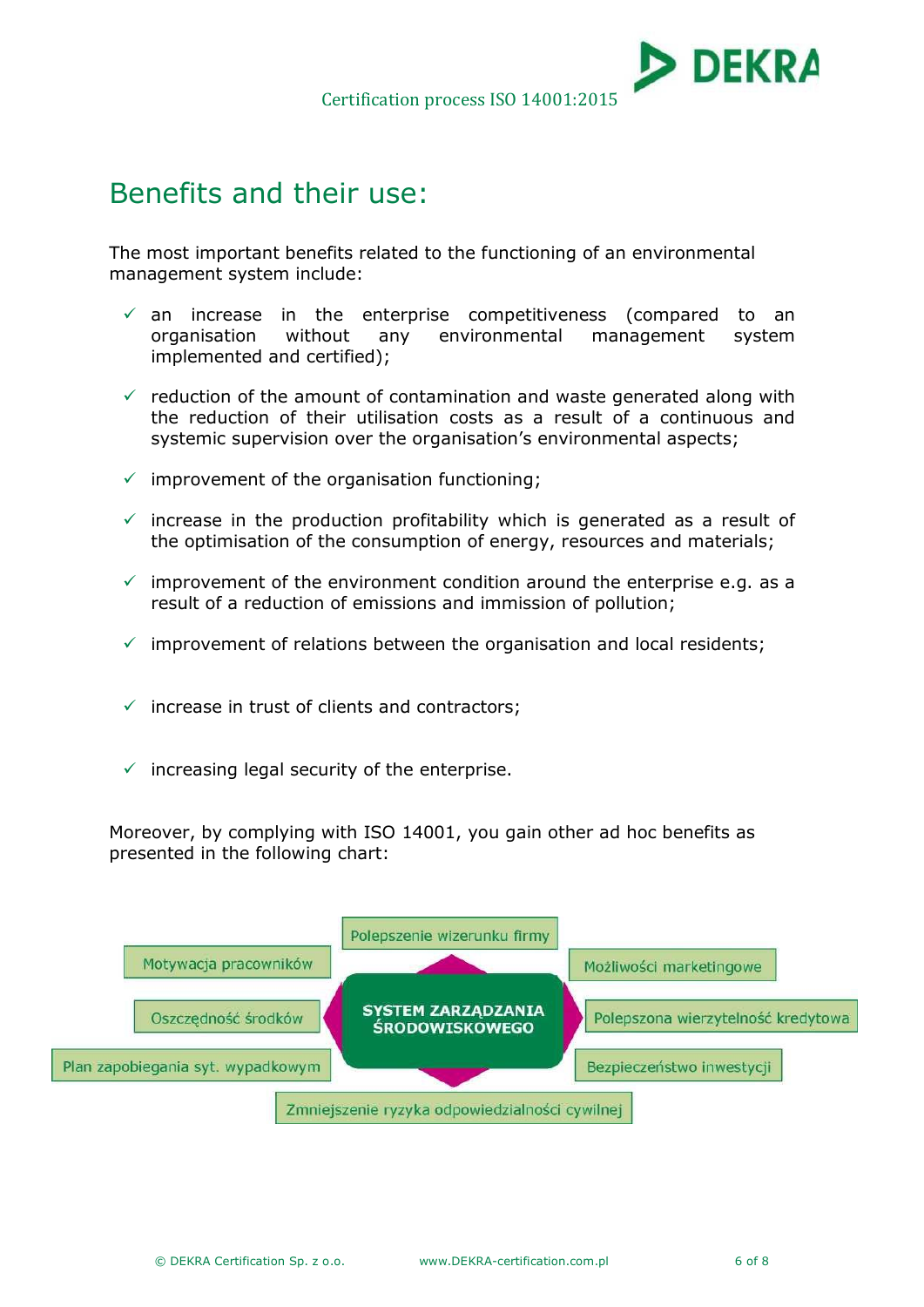## Benefits and their use:

The most important benefits related to the functioning of an environmental management system include:

- ✓ an increase in the enterprise competitiveness (compared to an organisation without any environmental management system implemented and certified);
- ✓ reduction of the amount of contamination and waste generated along with the reduction of their utilisation costs as a result of a continuous and systemic supervision over the organisation's environmental aspects;
- ✓ improvement of the organisation functioning;
- ✓ increase in the production profitability which is generated as a result of the optimisation of the consumption of energy, resources and materials;
- ✓ improvement of the environment condition around the enterprise e.g. as a result of a reduction of emissions and immission of pollution;
- ✓ improvement of relations between the organisation and local residents;
- ✓ increase in trust of clients and contractors;
- ✓ increasing legal security of the enterprise.

Moreover, by complying with ISO 14001, you gain other ad hoc benefits as presented in the following chart:

**SYSTEM ZARZĄDZANIA ŚRODOWISKOWEGO**

- Polepszenie wizerunku firmy
- Motywacja pracowników
- Możliwości marketingowe
- Oszczędność środków
- Polepszona wierzytelność kredytowa
- Plan zapobiegania syt. wypadkowym
- Bezpieczeństwo inwestycji
- Zmniejszenie ryzyka odpowiedzialności cywilnej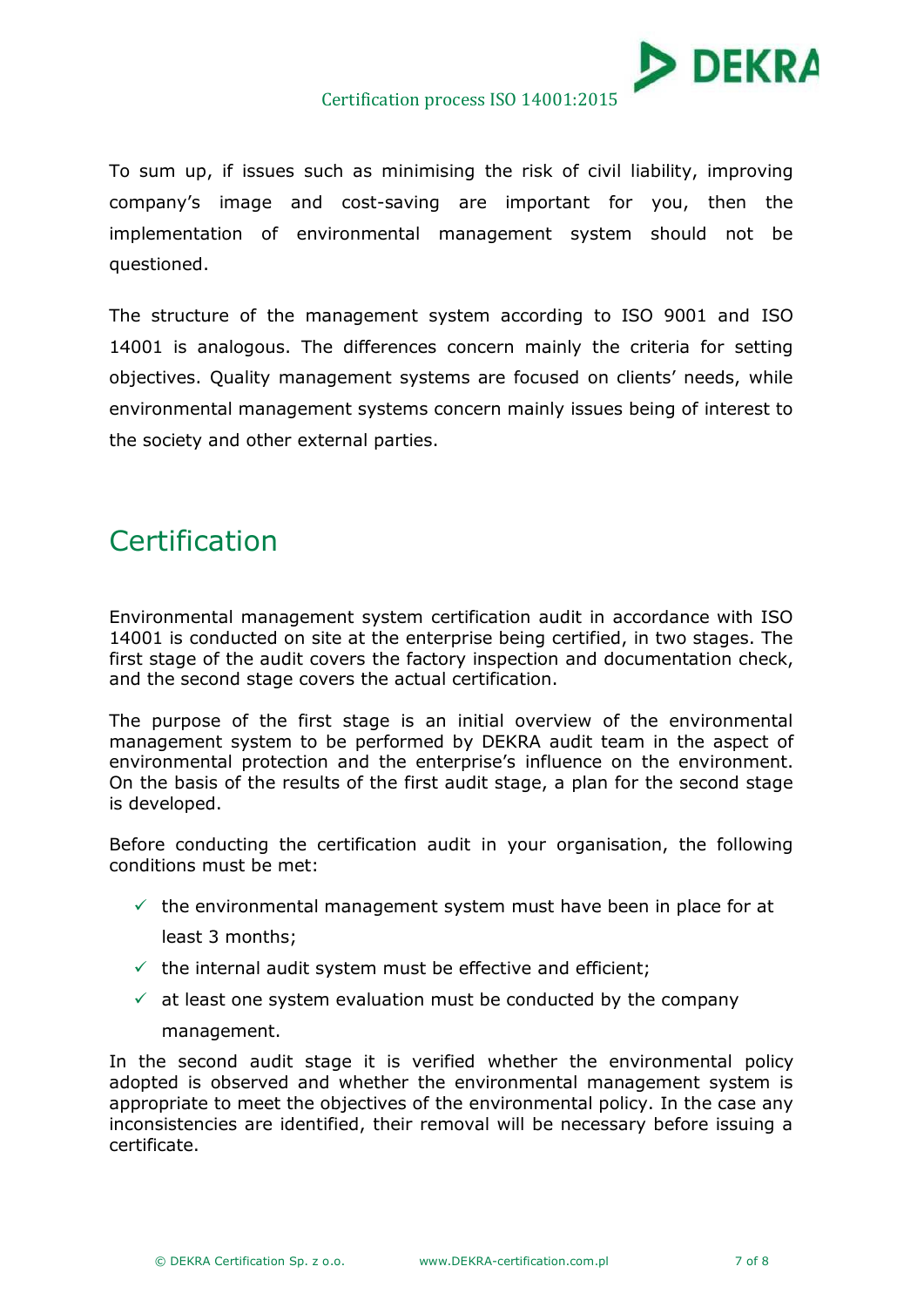To sum up, if issues such as minimising the risk of civil liability, improving company's image and cost-saving are important for you, then the implementation of environmental management system should not be questioned.

The structure of the management system according to ISO 9001 and ISO 14001 is analogous. The differences concern mainly the criteria for setting objectives. Quality management systems are focused on clients' needs, while environmental management systems concern mainly issues being of interest to the society and other external parties.

## Certification

Environmental management system certification audit in accordance with ISO 14001 is conducted on site at the enterprise being certified, in two stages. The first stage of the audit covers the factory inspection and documentation check, and the second stage covers the actual certification.

The purpose of the first stage is an initial overview of the environmental management system to be performed by DEKRA audit team in the aspect of environmental protection and the enterprise's influence on the environment. On the basis of the results of the first audit stage, a plan for the second stage is developed.

Before conducting the certification audit in your organisation, the following conditions must be met:

- ✓ the environmental management system must have been in place for at least 3 months;
- ✓ the internal audit system must be effective and efficient;
- ✓ at least one system evaluation must be conducted by the company management.

In the second audit stage it is verified whether the environmental policy adopted is observed and whether the environmental management system is appropriate to meet the objectives of the environmental policy. In the case any inconsistencies are identified, their removal will be necessary before issuing a certificate.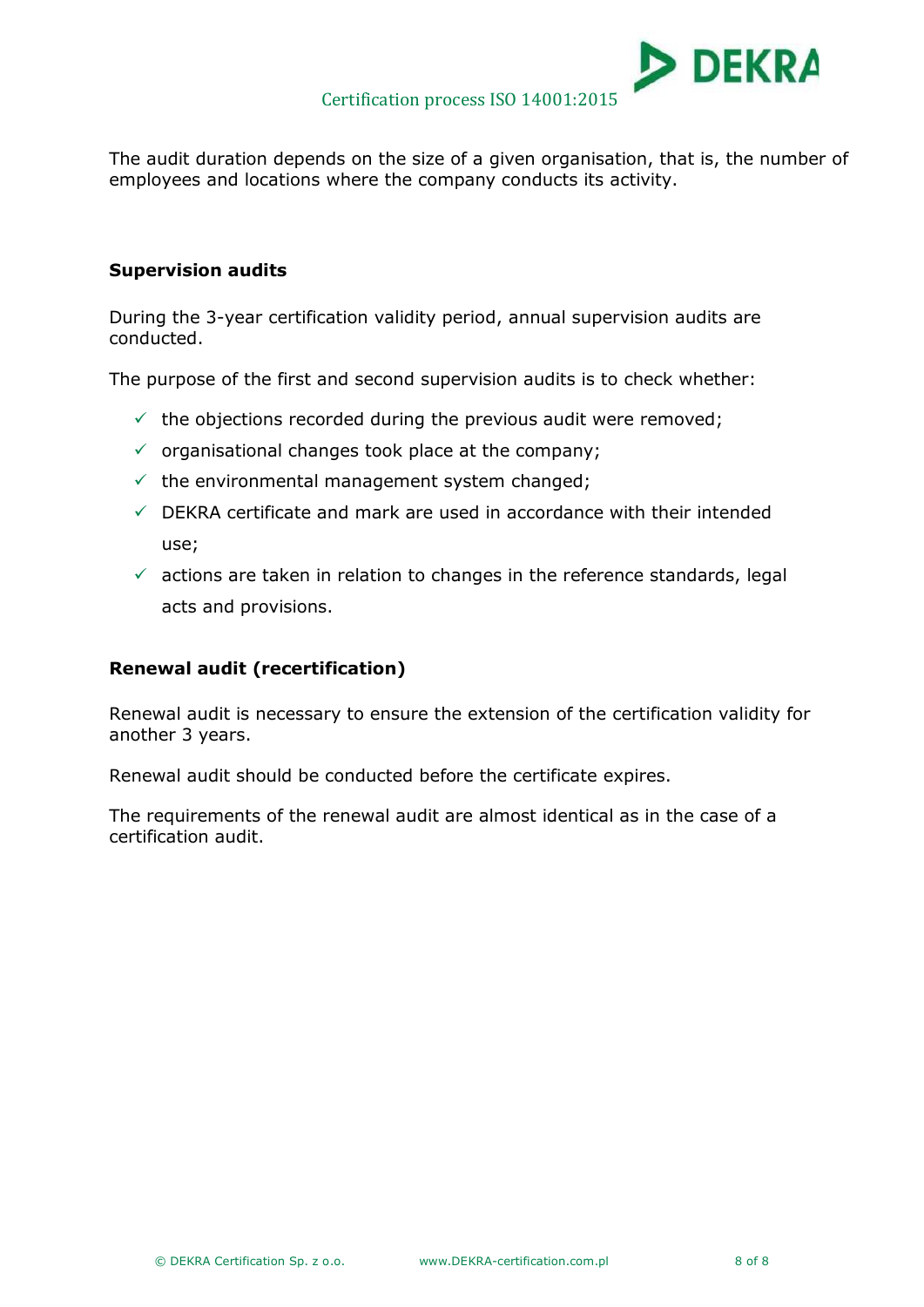The audit duration depends on the size of a given organisation, that is, the number of employees and locations where the company conducts its activity.

**Supervision audits**

During the 3-year certification validity period, annual supervision audits are conducted.

The purpose of the first and second supervision audits is to check whether:

- ✓ the objections recorded during the previous audit were removed;
- ✓ organisational changes took place at the company;
- ✓ the environmental management system changed;
- ✓ DEKRA certificate and mark are used in accordance with their intended use;
- ✓ actions are taken in relation to changes in the reference standards, legal acts and provisions.

**Renewal audit (recertification)**

Renewal audit is necessary to ensure the extension of the certification validity for another 3 years.

Renewal audit should be conducted before the certificate expires.

The requirements of the renewal audit are almost identical as in the case of a certification audit.